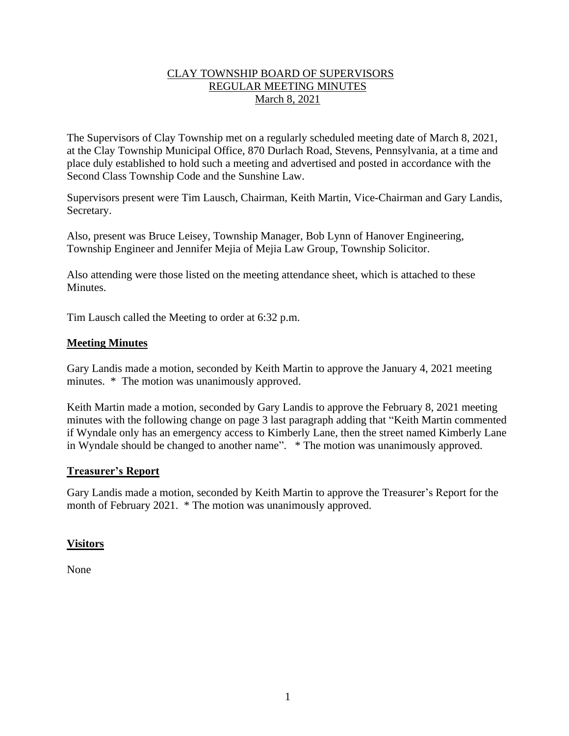# CLAY TOWNSHIP BOARD OF SUPERVISORS
## REGULAR MEETING MINUTES
## March 8, 2021

The Supervisors of Clay Township met on a regularly scheduled meeting date of March 8, 2021, at the Clay Township Municipal Office, 870 Durlach Road, Stevens, Pennsylvania, at a time and place duly established to hold such a meeting and advertised and posted in accordance with the Second Class Township Code and the Sunshine Law.

Supervisors present were Tim Lausch, Chairman, Keith Martin, Vice-Chairman and Gary Landis, Secretary.

Also, present was Bruce Leisey, Township Manager, Bob Lynn of Hanover Engineering, Township Engineer and Jennifer Mejia of Mejia Law Group, Township Solicitor.

Also attending were those listed on the meeting attendance sheet, which is attached to these Minutes.

Tim Lausch called the Meeting to order at 6:32 p.m.

## Meeting Minutes

Gary Landis made a motion, seconded by Keith Martin to approve the January 4, 2021 meeting minutes. * The motion was unanimously approved.

Keith Martin made a motion, seconded by Gary Landis to approve the February 8, 2021 meeting minutes with the following change on page 3 last paragraph adding that "Keith Martin commented if Wyndale only has an emergency access to Kimberly Lane, then the street named Kimberly Lane in Wyndale should be changed to another name". * The motion was unanimously approved.

## Treasurer's Report

Gary Landis made a motion, seconded by Keith Martin to approve the Treasurer's Report for the month of February 2021. * The motion was unanimously approved.

## Visitors

None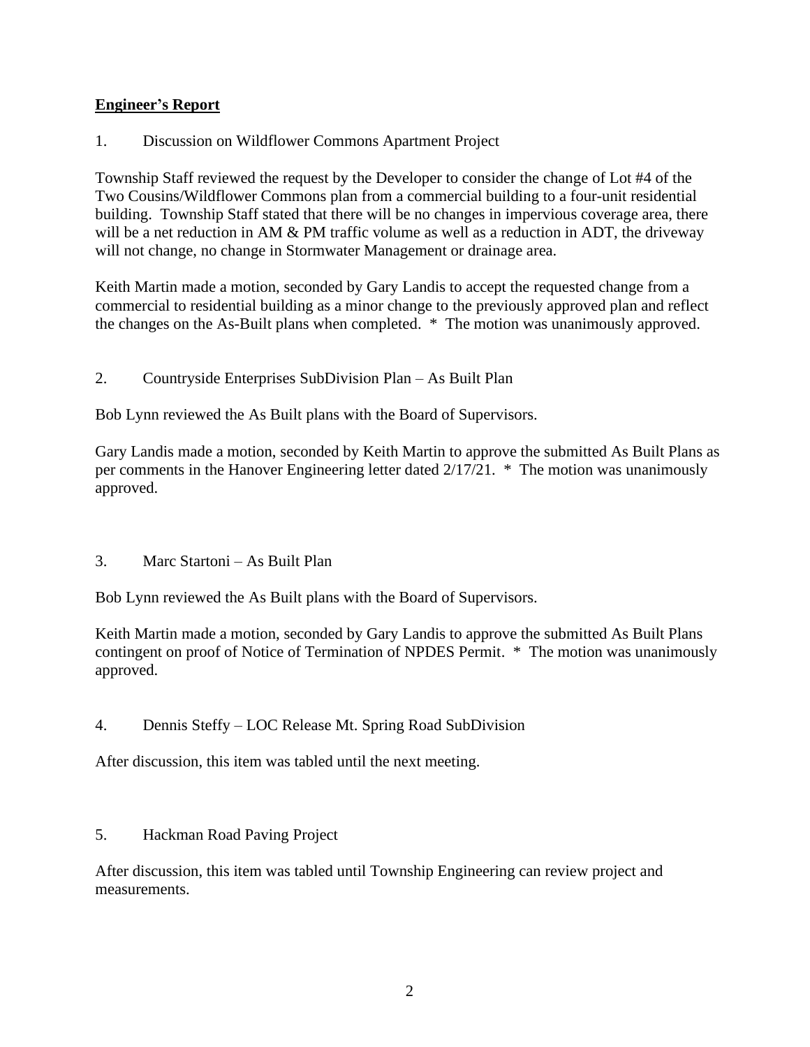## **Engineer's Report**

1. Discussion on Wildflower Commons Apartment Project

Township Staff reviewed the request by the Developer to consider the change of Lot #4 of the Two Cousins/Wildflower Commons plan from a commercial building to a four-unit residential building. Township Staff stated that there will be no changes in impervious coverage area, there will be a net reduction in AM & PM traffic volume as well as a reduction in ADT, the driveway will not change, no change in Stormwater Management or drainage area.

Keith Martin made a motion, seconded by Gary Landis to accept the requested change from a commercial to residential building as a minor change to the previously approved plan and reflect the changes on the As-Built plans when completed. * The motion was unanimously approved.

2. Countryside Enterprises SubDivision Plan – As Built Plan

Bob Lynn reviewed the As Built plans with the Board of Supervisors.

Gary Landis made a motion, seconded by Keith Martin to approve the submitted As Built Plans as per comments in the Hanover Engineering letter dated 2/17/21. * The motion was unanimously approved.

3. Marc Startoni – As Built Plan

Bob Lynn reviewed the As Built plans with the Board of Supervisors.

Keith Martin made a motion, seconded by Gary Landis to approve the submitted As Built Plans contingent on proof of Notice of Termination of NPDES Permit. * The motion was unanimously approved.

4. Dennis Steffy – LOC Release Mt. Spring Road SubDivision

After discussion, this item was tabled until the next meeting.

5. Hackman Road Paving Project

After discussion, this item was tabled until Township Engineering can review project and measurements.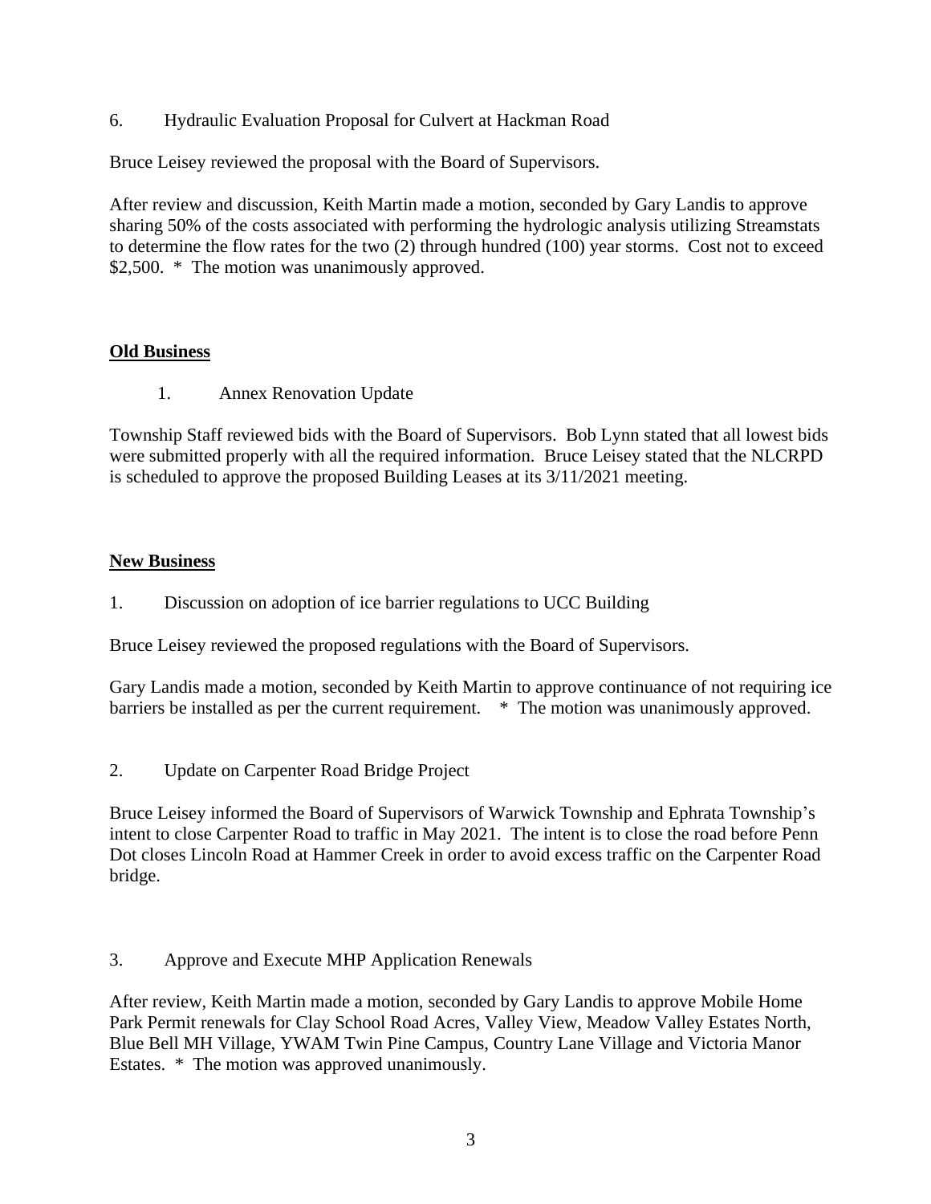6. Hydraulic Evaluation Proposal for Culvert at Hackman Road

Bruce Leisey reviewed the proposal with the Board of Supervisors.

After review and discussion, Keith Martin made a motion, seconded by Gary Landis to approve sharing 50% of the costs associated with performing the hydrologic analysis utilizing Streamstats to determine the flow rates for the two (2) through hundred (100) year storms. Cost not to exceed $2,500. * The motion was unanimously approved.

**Old Business**

1. Annex Renovation Update

Township Staff reviewed bids with the Board of Supervisors. Bob Lynn stated that all lowest bids were submitted properly with all the required information. Bruce Leisey stated that the NLCRPD is scheduled to approve the proposed Building Leases at its 3/11/2021 meeting.

**New Business**

1. Discussion on adoption of ice barrier regulations to UCC Building

Bruce Leisey reviewed the proposed regulations with the Board of Supervisors.

Gary Landis made a motion, seconded by Keith Martin to approve continuance of not requiring ice barriers be installed as per the current requirement. * The motion was unanimously approved.

2. Update on Carpenter Road Bridge Project

Bruce Leisey informed the Board of Supervisors of Warwick Township and Ephrata Township's intent to close Carpenter Road to traffic in May 2021. The intent is to close the road before Penn Dot closes Lincoln Road at Hammer Creek in order to avoid excess traffic on the Carpenter Road bridge.

3. Approve and Execute MHP Application Renewals

After review, Keith Martin made a motion, seconded by Gary Landis to approve Mobile Home Park Permit renewals for Clay School Road Acres, Valley View, Meadow Valley Estates North, Blue Bell MH Village, YWAM Twin Pine Campus, Country Lane Village and Victoria Manor Estates. * The motion was approved unanimously.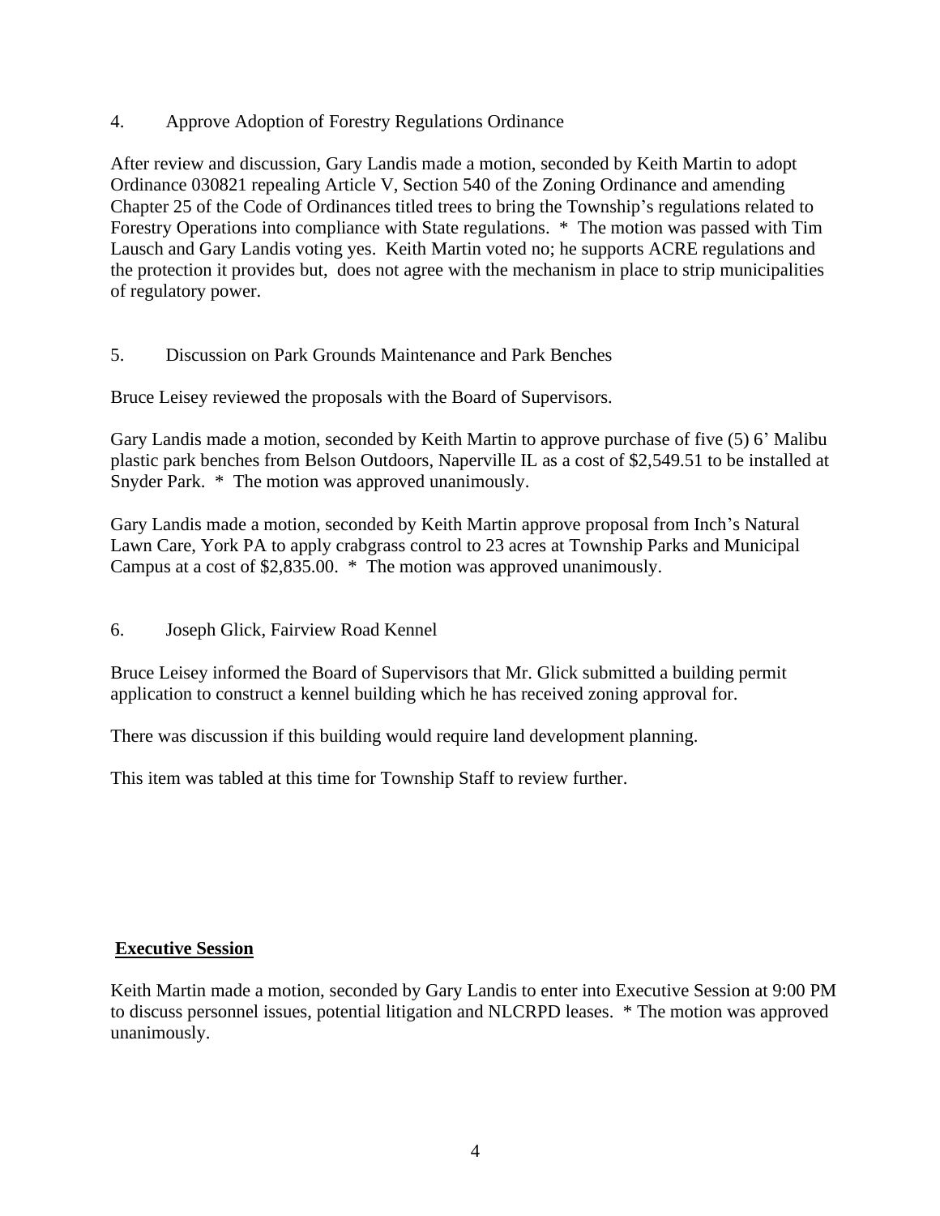4. Approve Adoption of Forestry Regulations Ordinance

After review and discussion, Gary Landis made a motion, seconded by Keith Martin to adopt Ordinance 030821 repealing Article V, Section 540 of the Zoning Ordinance and amending Chapter 25 of the Code of Ordinances titled trees to bring the Township's regulations related to Forestry Operations into compliance with State regulations. * The motion was passed with Tim Lausch and Gary Landis voting yes. Keith Martin voted no; he supports ACRE regulations and the protection it provides but, does not agree with the mechanism in place to strip municipalities of regulatory power.

5. Discussion on Park Grounds Maintenance and Park Benches

Bruce Leisey reviewed the proposals with the Board of Supervisors.

Gary Landis made a motion, seconded by Keith Martin to approve purchase of five (5) 6' Malibu plastic park benches from Belson Outdoors, Naperville IL as a cost of $2,549.51 to be installed at Snyder Park. * The motion was approved unanimously.

Gary Landis made a motion, seconded by Keith Martin approve proposal from Inch's Natural Lawn Care, York PA to apply crabgrass control to 23 acres at Township Parks and Municipal Campus at a cost of $2,835.00. * The motion was approved unanimously.

6. Joseph Glick, Fairview Road Kennel

Bruce Leisey informed the Board of Supervisors that Mr. Glick submitted a building permit application to construct a kennel building which he has received zoning approval for.

There was discussion if this building would require land development planning.

This item was tabled at this time for Township Staff to review further.

**Executive Session**

Keith Martin made a motion, seconded by Gary Landis to enter into Executive Session at 9:00 PM to discuss personnel issues, potential litigation and NLCRPD leases. * The motion was approved unanimously.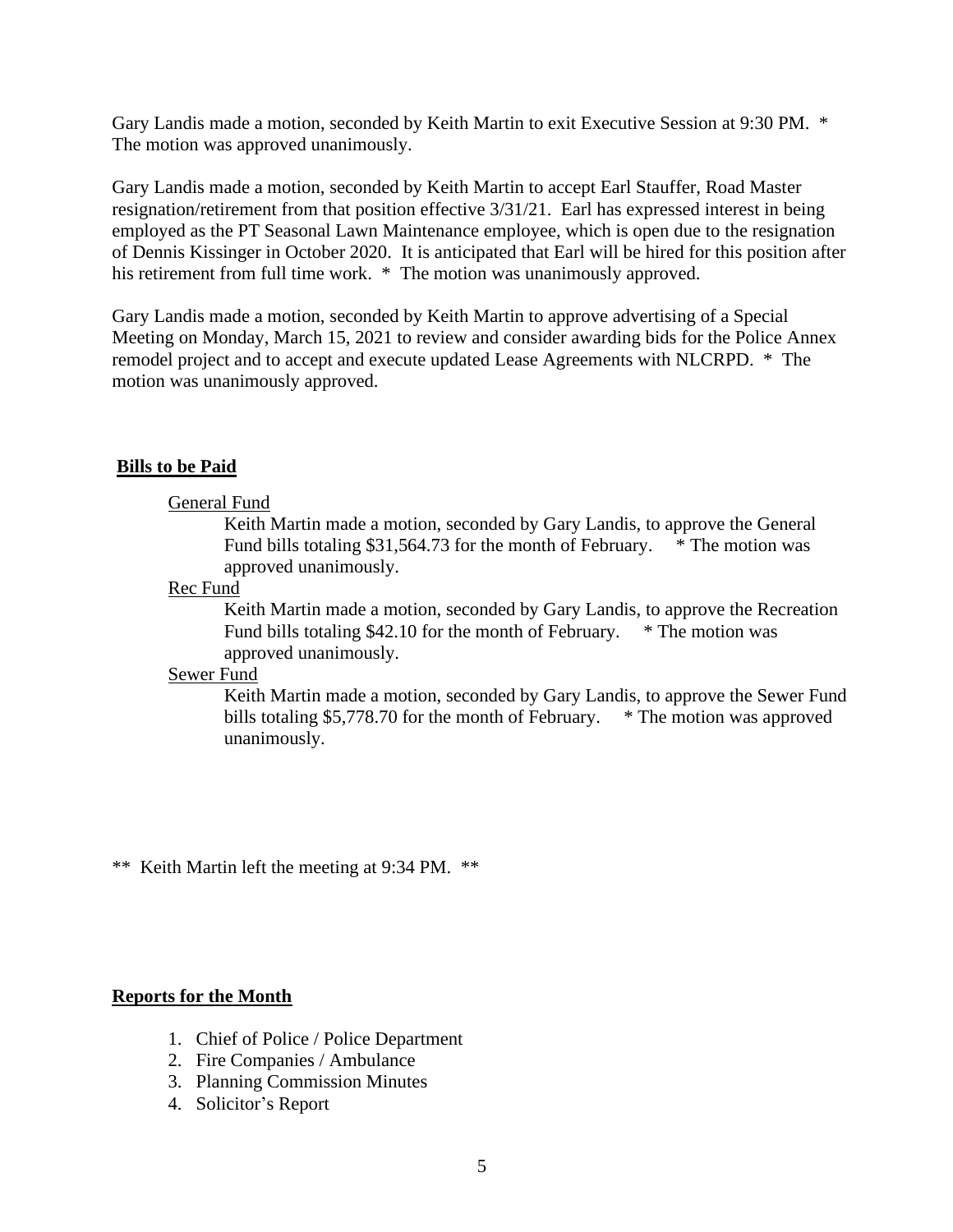Gary Landis made a motion, seconded by Keith Martin to exit Executive Session at 9:30 PM. * The motion was approved unanimously.

Gary Landis made a motion, seconded by Keith Martin to accept Earl Stauffer, Road Master resignation/retirement from that position effective 3/31/21. Earl has expressed interest in being employed as the PT Seasonal Lawn Maintenance employee, which is open due to the resignation of Dennis Kissinger in October 2020. It is anticipated that Earl will be hired for this position after his retirement from full time work. * The motion was unanimously approved.

Gary Landis made a motion, seconded by Keith Martin to approve advertising of a Special Meeting on Monday, March 15, 2021 to review and consider awarding bids for the Police Annex remodel project and to accept and execute updated Lease Agreements with NLCRPD. * The motion was unanimously approved.

**Bills to be Paid**

General Fund

Keith Martin made a motion, seconded by Gary Landis, to approve the General Fund bills totaling $31,564.73 for the month of February. * The motion was approved unanimously.

Rec Fund

Keith Martin made a motion, seconded by Gary Landis, to approve the Recreation Fund bills totaling $42.10 for the month of February. * The motion was approved unanimously.

Sewer Fund

Keith Martin made a motion, seconded by Gary Landis, to approve the Sewer Fund bills totaling $5,778.70 for the month of February. * The motion was approved unanimously.

** Keith Martin left the meeting at 9:34 PM. **

**Reports for the Month**

1. Chief of Police / Police Department
2. Fire Companies / Ambulance
3. Planning Commission Minutes
4. Solicitor's Report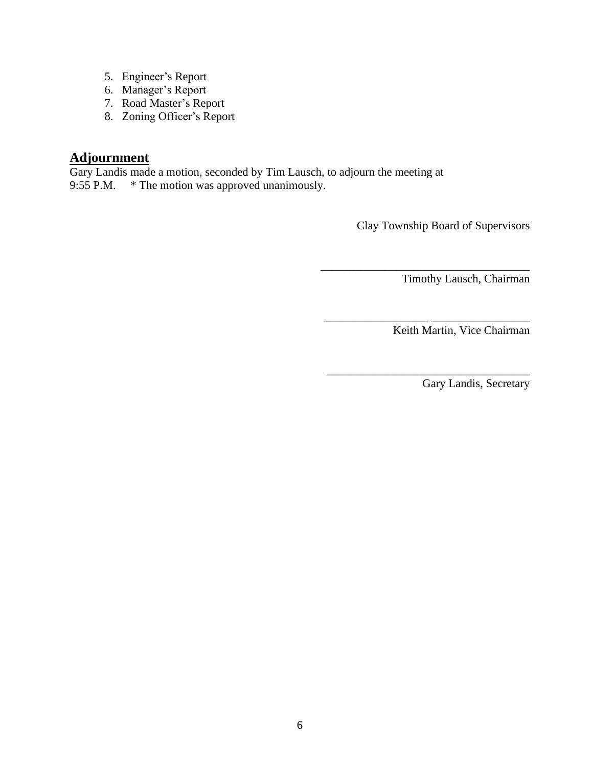5. Engineer's Report
6. Manager's Report
7. Road Master's Report
8. Zoning Officer's Report

## Adjournment

Gary Landis made a motion, seconded by Tim Lausch, to adjourn the meeting at 9:55 P.M. * The motion was approved unanimously.

Clay Township Board of Supervisors

\_\_\_\_\_\_\_\_\_\_\_\_\_\_\_\_\_\_\_\_\_\_\_\_\_\_\_\_\_\_\_\_\_\_\_\_
Timothy Lausch, Chairman

\_\_\_\_\_\_\_\_\_\_\_\_\_\_\_\_\_\_\_\_\_\_\_\_\_\_\_\_\_\_\_\_\_\_\_\_
Keith Martin, Vice Chairman

\_\_\_\_\_\_\_\_\_\_\_\_\_\_\_\_\_\_\_\_\_\_\_\_\_\_\_\_\_\_\_\_\_\_\_\_
Gary Landis, Secretary